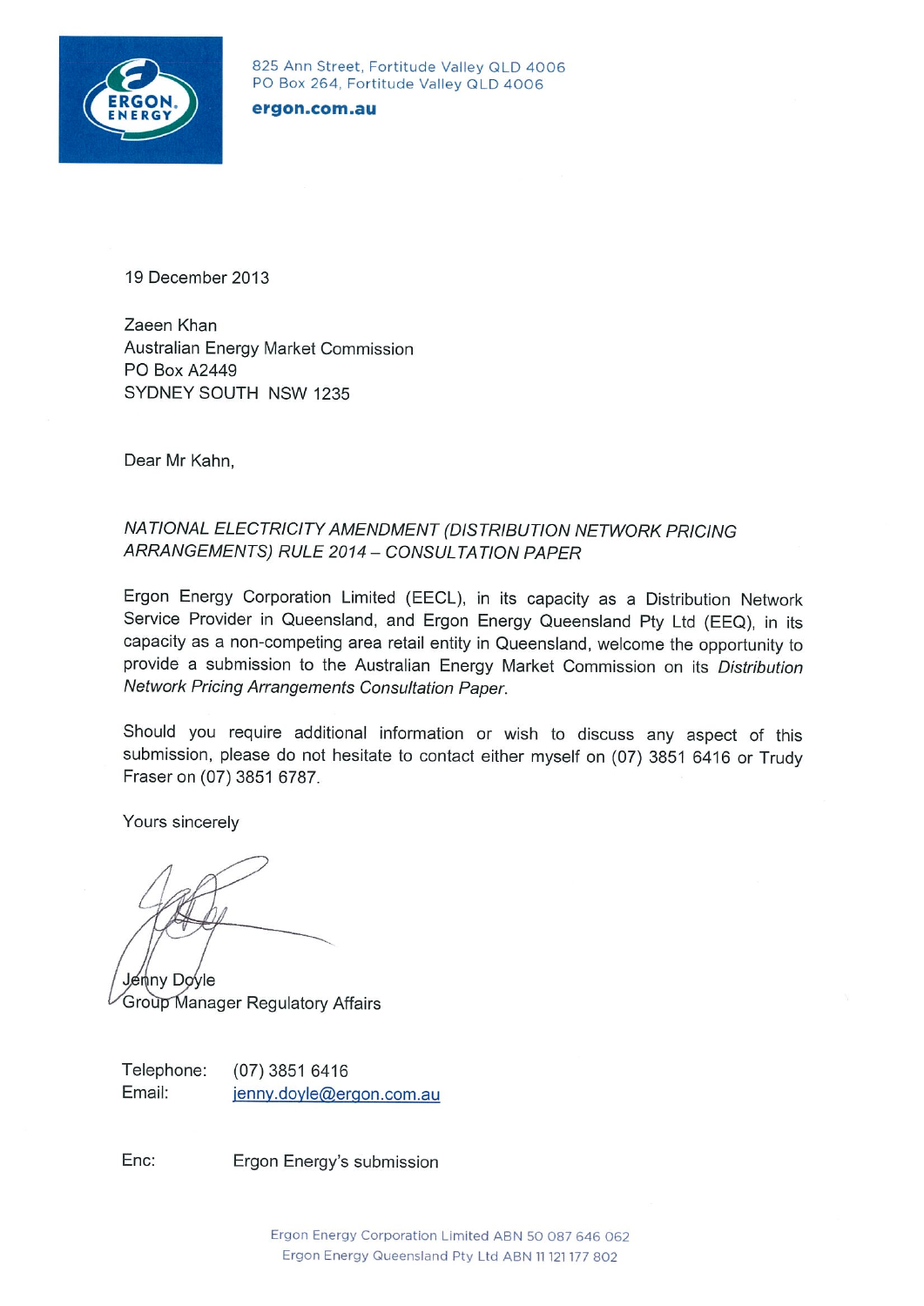825 Ann Street, Fortitude Valley QLD 4006
PO Box 264, Fortitude Valley QLD 4006

**ergon.com.au**

19 December 2013

Zaeen Khan
Australian Energy Market Commission
PO Box A2449
SYDNEY SOUTH NSW 1235

Dear Mr Kahn,

*NATIONAL ELECTRICITY AMENDMENT (DISTRIBUTION NETWORK PRICING ARRANGEMENTS) RULE 2014 – CONSULTATION PAPER*

Ergon Energy Corporation Limited (EECL), in its capacity as a Distribution Network Service Provider in Queensland, and Ergon Energy Queensland Pty Ltd (EEQ), in its capacity as a non-competing area retail entity in Queensland, welcome the opportunity to provide a submission to the Australian Energy Market Commission on its *Distribution Network Pricing Arrangements Consultation Paper*.

Should you require additional information or wish to discuss any aspect of this submission, please do not hesitate to contact either myself on (07) 3851 6416 or Trudy Fraser on (07) 3851 6787.

Yours sincerely

Jenny Doyle
Group Manager Regulatory Affairs

Telephone: (07) 3851 6416
Email: jenny.doyle@ergon.com.au

Enc: Ergon Energy's submission

Ergon Energy Corporation Limited ABN 50 087 646 062
Ergon Energy Queensland Pty Ltd ABN 11 121 177 802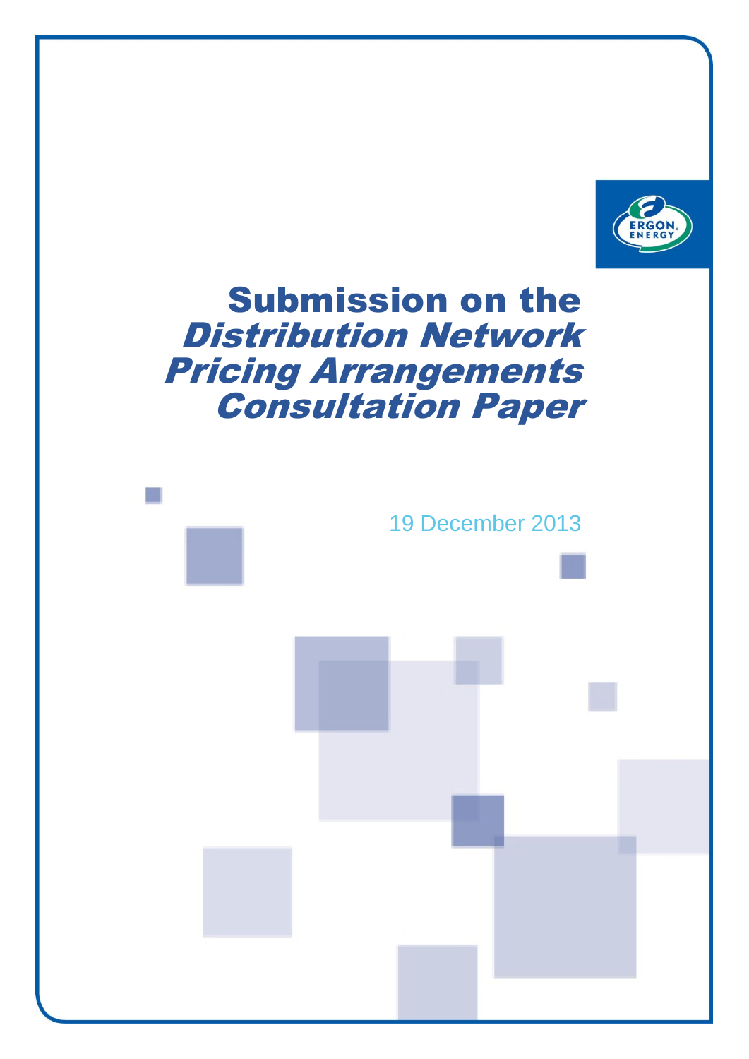# Submission on the *Distribution Network Pricing Arrangements Consultation Paper*

19 December 2013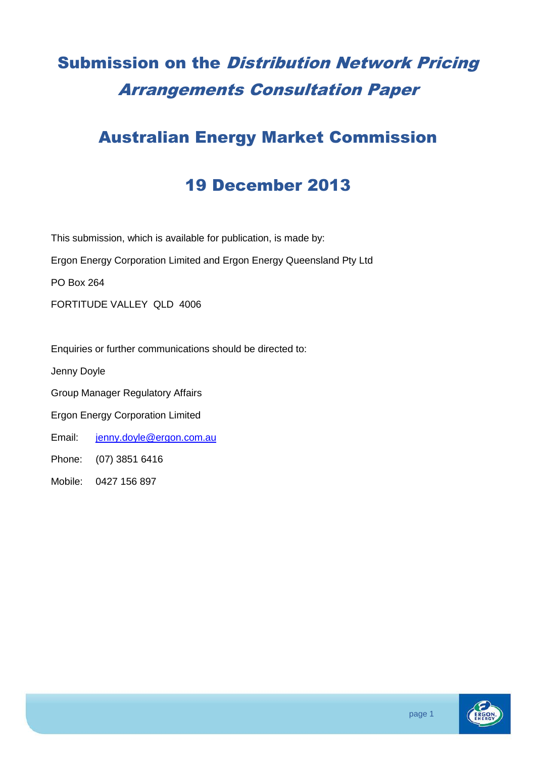# Submission on the *Distribution Network Pricing Arrangements Consultation Paper*

## Australian Energy Market Commission

## 19 December 2013

This submission, which is available for publication, is made by:

Ergon Energy Corporation Limited and Ergon Energy Queensland Pty Ltd

PO Box 264

FORTITUDE VALLEY QLD 4006

Enquiries or further communications should be directed to:

Jenny Doyle

Group Manager Regulatory Affairs

Ergon Energy Corporation Limited

Email: jenny.doyle@ergon.com.au

Phone: (07) 3851 6416

Mobile: 0427 156 897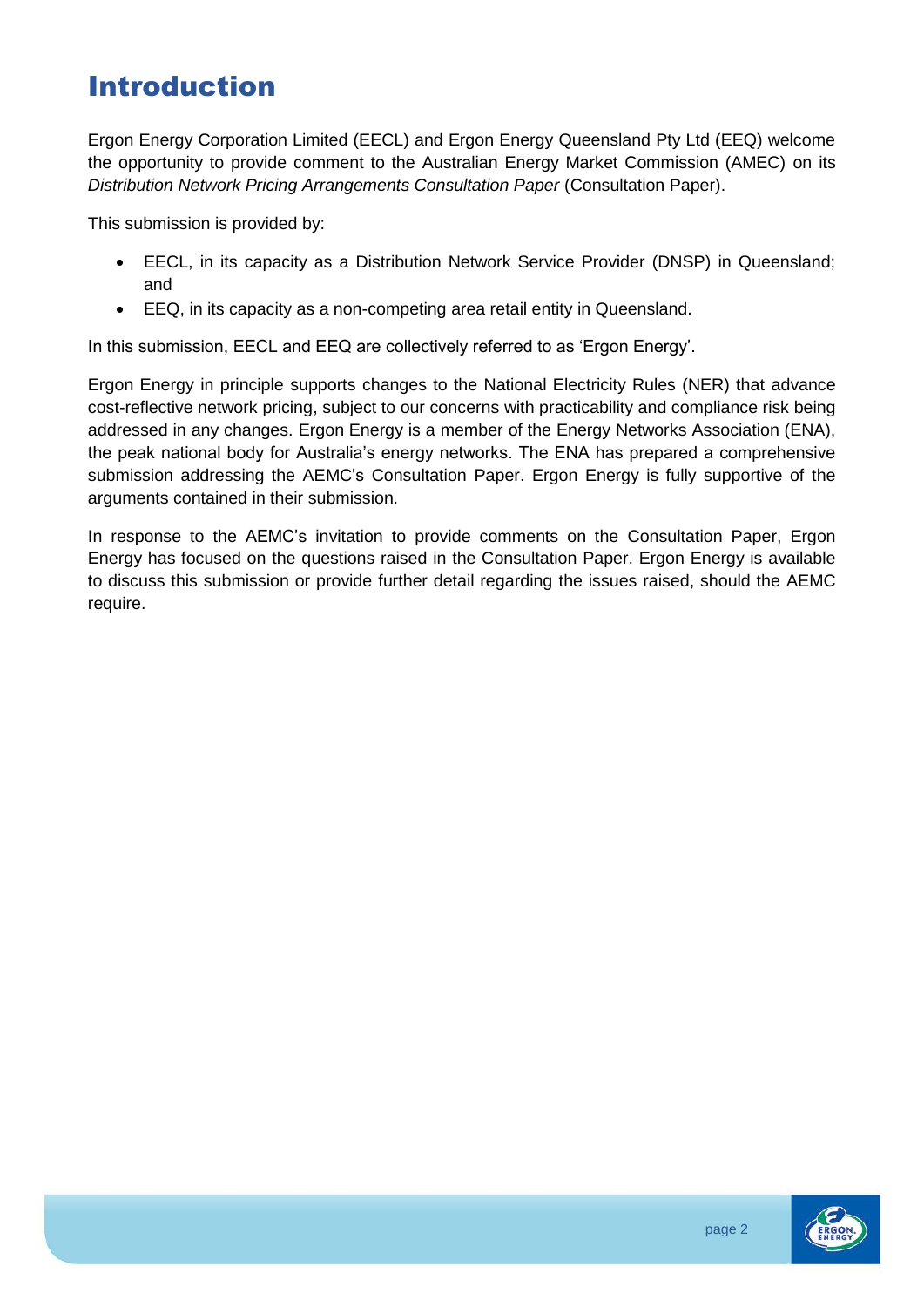# Introduction

Ergon Energy Corporation Limited (EECL) and Ergon Energy Queensland Pty Ltd (EEQ) welcome the opportunity to provide comment to the Australian Energy Market Commission (AMEC) on its *Distribution Network Pricing Arrangements Consultation Paper* (Consultation Paper).

This submission is provided by:

- EECL, in its capacity as a Distribution Network Service Provider (DNSP) in Queensland; and
- EEQ, in its capacity as a non-competing area retail entity in Queensland.

In this submission, EECL and EEQ are collectively referred to as 'Ergon Energy'.

Ergon Energy in principle supports changes to the National Electricity Rules (NER) that advance cost-reflective network pricing, subject to our concerns with practicability and compliance risk being addressed in any changes. Ergon Energy is a member of the Energy Networks Association (ENA), the peak national body for Australia's energy networks. The ENA has prepared a comprehensive submission addressing the AEMC's Consultation Paper. Ergon Energy is fully supportive of the arguments contained in their submission.

In response to the AEMC's invitation to provide comments on the Consultation Paper, Ergon Energy has focused on the questions raised in the Consultation Paper. Ergon Energy is available to discuss this submission or provide further detail regarding the issues raised, should the AEMC require.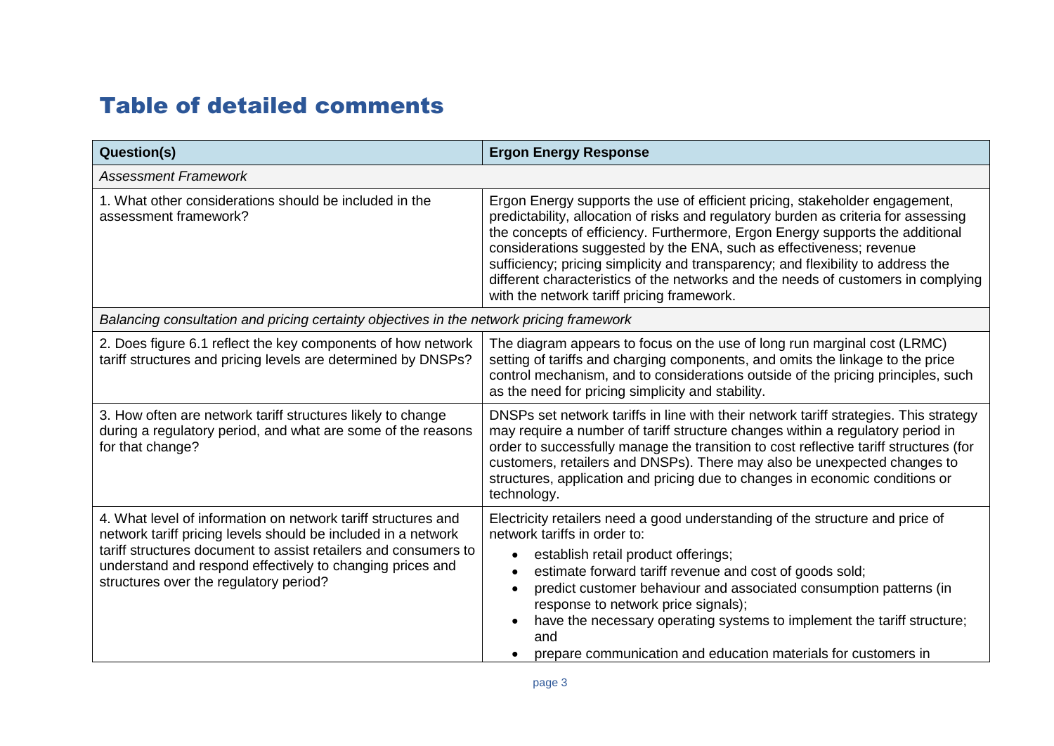# Table of detailed comments

| Question(s) | Ergon Energy Response |
|---|---|
| *Assessment Framework* | |
| 1. What other considerations should be included in the assessment framework? | Ergon Energy supports the use of efficient pricing, stakeholder engagement, predictability, allocation of risks and regulatory burden as criteria for assessing the concepts of efficiency. Furthermore, Ergon Energy supports the additional considerations suggested by the ENA, such as effectiveness; revenue sufficiency; pricing simplicity and transparency; and flexibility to address the different characteristics of the networks and the needs of customers in complying with the network tariff pricing framework. |
| *Balancing consultation and pricing certainty objectives in the network pricing framework* | |
| 2. Does figure 6.1 reflect the key components of how network tariff structures and pricing levels are determined by DNSPs? | The diagram appears to focus on the use of long run marginal cost (LRMC) setting of tariffs and charging components, and omits the linkage to the price control mechanism, and to considerations outside of the pricing principles, such as the need for pricing simplicity and stability. |
| 3. How often are network tariff structures likely to change during a regulatory period, and what are some of the reasons for that change? | DNSPs set network tariffs in line with their network tariff strategies. This strategy may require a number of tariff structure changes within a regulatory period in order to successfully manage the transition to cost reflective tariff structures (for customers, retailers and DNSPs). There may also be unexpected changes to structures, application and pricing due to changes in economic conditions or technology. |
| 4. What level of information on network tariff structures and network tariff pricing levels should be included in a network tariff structures document to assist retailers and consumers to understand and respond effectively to changing prices and structures over the regulatory period? | Electricity retailers need a good understanding of the structure and price of network tariffs in order to:<br>• establish retail product offerings;<br>• estimate forward tariff revenue and cost of goods sold;<br>• predict customer behaviour and associated consumption patterns (in response to network price signals);<br>• have the necessary operating systems to implement the tariff structure; and<br>• prepare communication and education materials for customers in |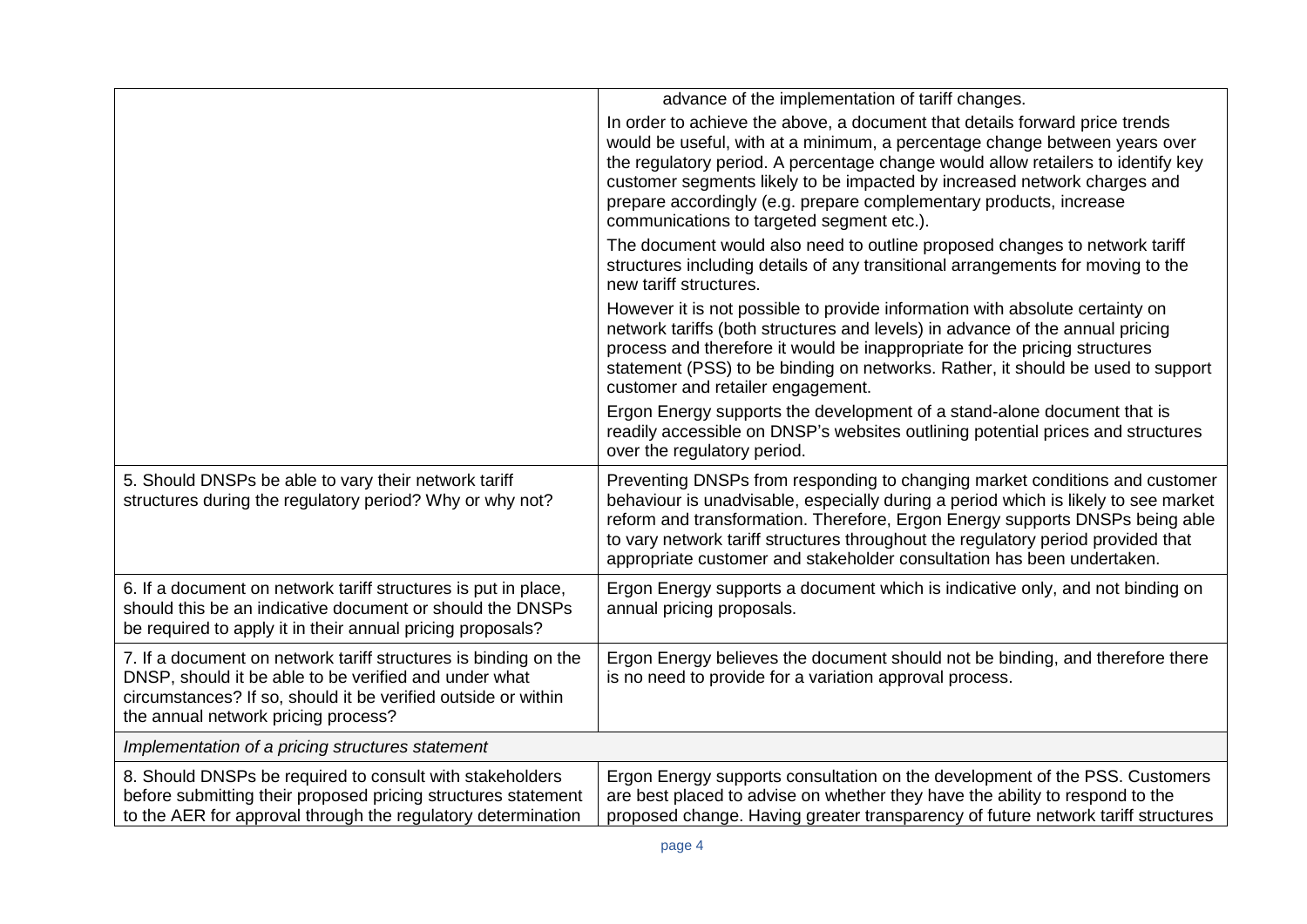| | |
|---|---|
| | advance of the implementation of tariff changes.<br>In order to achieve the above, a document that details forward price trends would be useful, with at a minimum, a percentage change between years over the regulatory period. A percentage change would allow retailers to identify key customer segments likely to be impacted by increased network charges and prepare accordingly (e.g. prepare complementary products, increase communications to targeted segment etc.).<br>The document would also need to outline proposed changes to network tariff structures including details of any transitional arrangements for moving to the new tariff structures.<br>However it is not possible to provide information with absolute certainty on network tariffs (both structures and levels) in advance of the annual pricing process and therefore it would be inappropriate for the pricing structures statement (PSS) to be binding on networks. Rather, it should be used to support customer and retailer engagement.<br>Ergon Energy supports the development of a stand-alone document that is readily accessible on DNSP's websites outlining potential prices and structures over the regulatory period. |
| 5. Should DNSPs be able to vary their network tariff structures during the regulatory period? Why or why not? | Preventing DNSPs from responding to changing market conditions and customer behaviour is unadvisable, especially during a period which is likely to see market reform and transformation. Therefore, Ergon Energy supports DNSPs being able to vary network tariff structures throughout the regulatory period provided that appropriate customer and stakeholder consultation has been undertaken. |
| 6. If a document on network tariff structures is put in place, should this be an indicative document or should the DNSPs be required to apply it in their annual pricing proposals? | Ergon Energy supports a document which is indicative only, and not binding on annual pricing proposals. |
| 7. If a document on network tariff structures is binding on the DNSP, should it be able to be verified and under what circumstances? If so, should it be verified outside or within the annual network pricing process? | Ergon Energy believes the document should not be binding, and therefore there is no need to provide for a variation approval process. |
| *Implementation of a pricing structures statement* | |
| 8. Should DNSPs be required to consult with stakeholders before submitting their proposed pricing structures statement to the AER for approval through the regulatory determination | Ergon Energy supports consultation on the development of the PSS. Customers are best placed to advise on whether they have the ability to respond to the proposed change. Having greater transparency of future network tariff structures |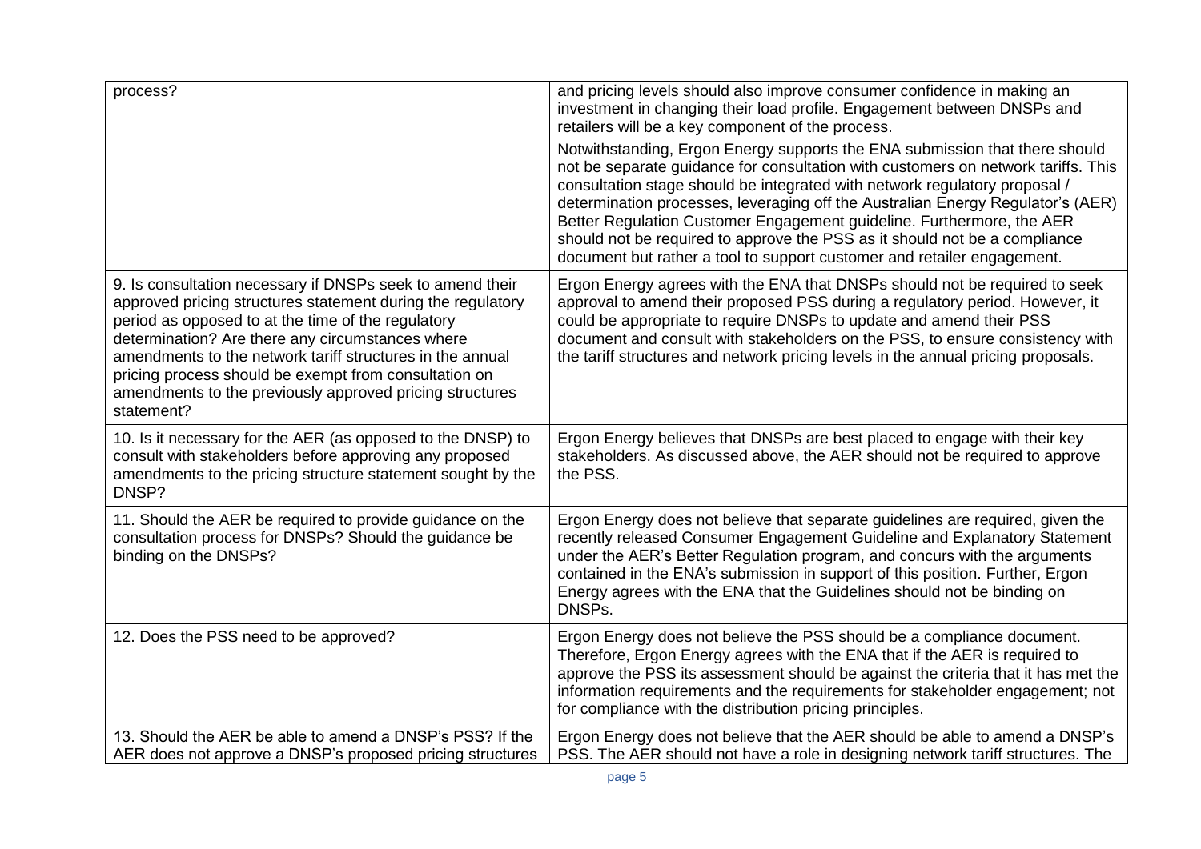| | |
|---|---|
| process? | and pricing levels should also improve consumer confidence in making an investment in changing their load profile. Engagement between DNSPs and retailers will be a key component of the process.<br><br>Notwithstanding, Ergon Energy supports the ENA submission that there should not be separate guidance for consultation with customers on network tariffs. This consultation stage should be integrated with network regulatory proposal / determination processes, leveraging off the Australian Energy Regulator's (AER) Better Regulation Customer Engagement guideline. Furthermore, the AER should not be required to approve the PSS as it should not be a compliance document but rather a tool to support customer and retailer engagement. |
| 9. Is consultation necessary if DNSPs seek to amend their approved pricing structures statement during the regulatory period as opposed to at the time of the regulatory determination? Are there any circumstances where amendments to the network tariff structures in the annual pricing process should be exempt from consultation on amendments to the previously approved pricing structures statement? | Ergon Energy agrees with the ENA that DNSPs should not be required to seek approval to amend their proposed PSS during a regulatory period. However, it could be appropriate to require DNSPs to update and amend their PSS document and consult with stakeholders on the PSS, to ensure consistency with the tariff structures and network pricing levels in the annual pricing proposals. |
| 10. Is it necessary for the AER (as opposed to the DNSP) to consult with stakeholders before approving any proposed amendments to the pricing structure statement sought by the DNSP? | Ergon Energy believes that DNSPs are best placed to engage with their key stakeholders. As discussed above, the AER should not be required to approve the PSS. |
| 11. Should the AER be required to provide guidance on the consultation process for DNSPs? Should the guidance be binding on the DNSPs? | Ergon Energy does not believe that separate guidelines are required, given the recently released Consumer Engagement Guideline and Explanatory Statement under the AER's Better Regulation program, and concurs with the arguments contained in the ENA's submission in support of this position. Further, Ergon Energy agrees with the ENA that the Guidelines should not be binding on DNSPs. |
| 12. Does the PSS need to be approved? | Ergon Energy does not believe the PSS should be a compliance document. Therefore, Ergon Energy agrees with the ENA that if the AER is required to approve the PSS its assessment should be against the criteria that it has met the information requirements and the requirements for stakeholder engagement; not for compliance with the distribution pricing principles. |
| 13. Should the AER be able to amend a DNSP's PSS? If the AER does not approve a DNSP's proposed pricing structures | Ergon Energy does not believe that the AER should be able to amend a DNSP's PSS. The AER should not have a role in designing network tariff structures. The |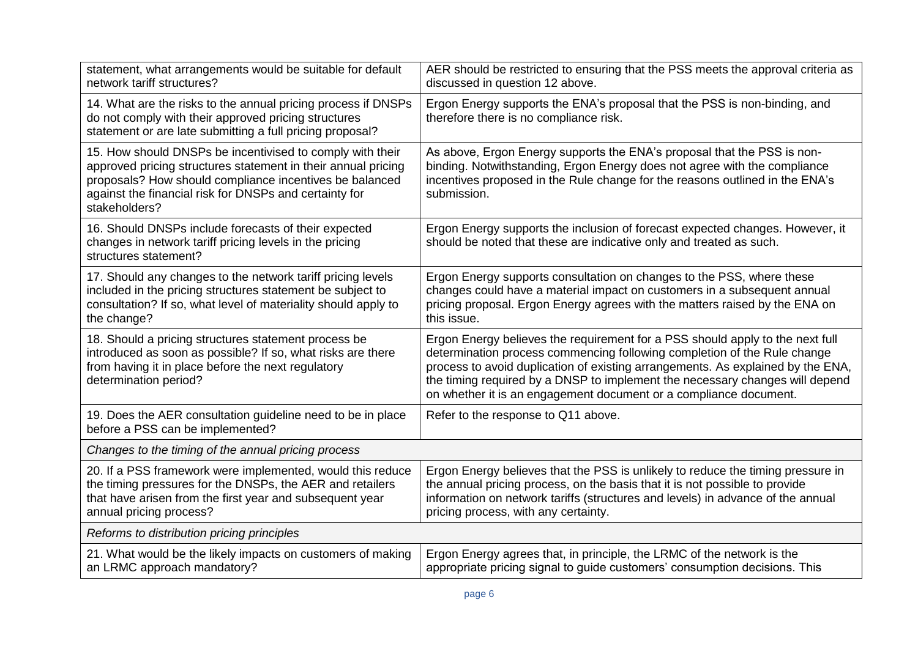| | |
|---|---|
| statement, what arrangements would be suitable for default network tariff structures? | AER should be restricted to ensuring that the PSS meets the approval criteria as discussed in question 12 above. |
| 14. What are the risks to the annual pricing process if DNSPs do not comply with their approved pricing structures statement or are late submitting a full pricing proposal? | Ergon Energy supports the ENA's proposal that the PSS is non-binding, and therefore there is no compliance risk. |
| 15. How should DNSPs be incentivised to comply with their approved pricing structures statement in their annual pricing proposals? How should compliance incentives be balanced against the financial risk for DNSPs and certainty for stakeholders? | As above, Ergon Energy supports the ENA's proposal that the PSS is non-binding. Notwithstanding, Ergon Energy does not agree with the compliance incentives proposed in the Rule change for the reasons outlined in the ENA's submission. |
| 16. Should DNSPs include forecasts of their expected changes in network tariff pricing levels in the pricing structures statement? | Ergon Energy supports the inclusion of forecast expected changes. However, it should be noted that these are indicative only and treated as such. |
| 17. Should any changes to the network tariff pricing levels included in the pricing structures statement be subject to consultation? If so, what level of materiality should apply to the change? | Ergon Energy supports consultation on changes to the PSS, where these changes could have a material impact on customers in a subsequent annual pricing proposal. Ergon Energy agrees with the matters raised by the ENA on this issue. |
| 18. Should a pricing structures statement process be introduced as soon as possible? If so, what risks are there from having it in place before the next regulatory determination period? | Ergon Energy believes the requirement for a PSS should apply to the next full determination process commencing following completion of the Rule change process to avoid duplication of existing arrangements. As explained by the ENA, the timing required by a DNSP to implement the necessary changes will depend on whether it is an engagement document or a compliance document. |
| 19. Does the AER consultation guideline need to be in place before a PSS can be implemented? | Refer to the response to Q11 above. |
| *Changes to the timing of the annual pricing process* | |
| 20. If a PSS framework were implemented, would this reduce the timing pressures for the DNSPs, the AER and retailers that have arisen from the first year and subsequent year annual pricing process? | Ergon Energy believes that the PSS is unlikely to reduce the timing pressure in the annual pricing process, on the basis that it is not possible to provide information on network tariffs (structures and levels) in advance of the annual pricing process, with any certainty. |
| *Reforms to distribution pricing principles* | |
| 21. What would be the likely impacts on customers of making an LRMC approach mandatory? | Ergon Energy agrees that, in principle, the LRMC of the network is the appropriate pricing signal to guide customers' consumption decisions. This |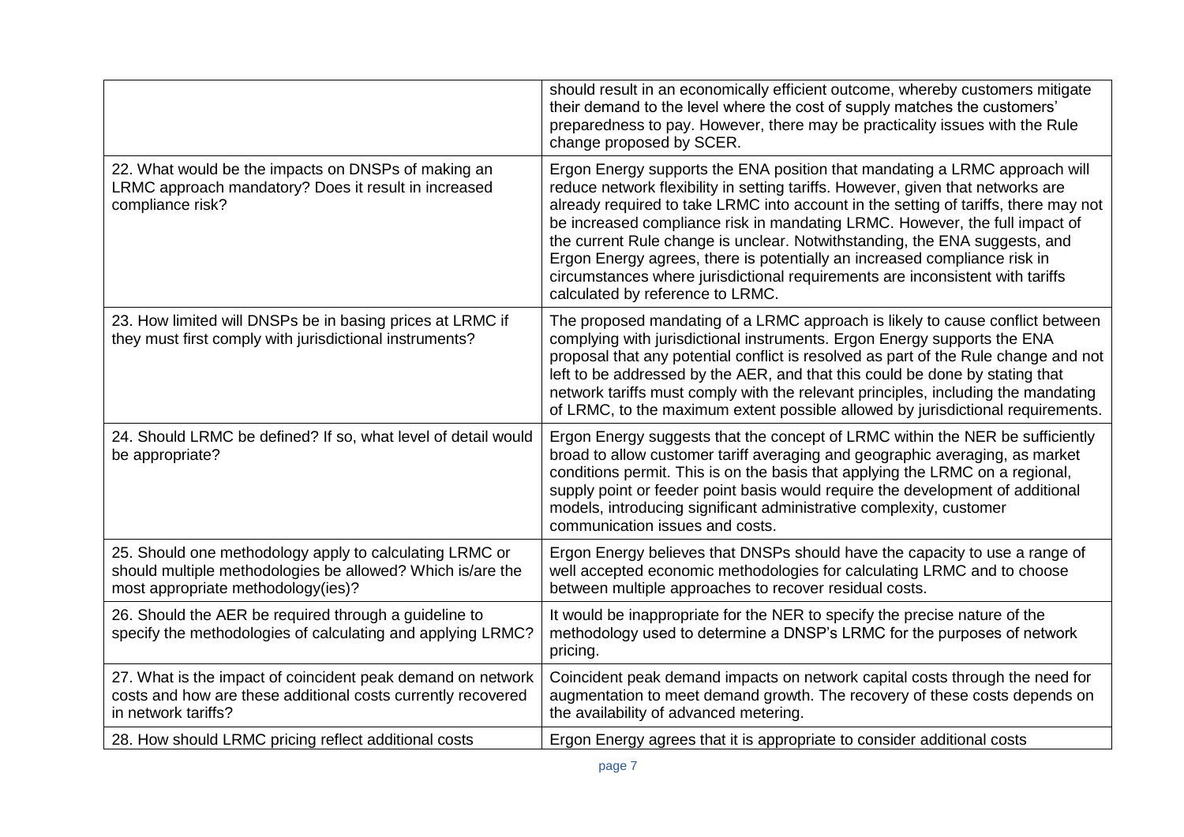| | |
|---|---|
| | should result in an economically efficient outcome, whereby customers mitigate their demand to the level where the cost of supply matches the customers' preparedness to pay. However, there may be practicality issues with the Rule change proposed by SCER. |
| 22. What would be the impacts on DNSPs of making an LRMC approach mandatory? Does it result in increased compliance risk? | Ergon Energy supports the ENA position that mandating a LRMC approach will reduce network flexibility in setting tariffs. However, given that networks are already required to take LRMC into account in the setting of tariffs, there may not be increased compliance risk in mandating LRMC. However, the full impact of the current Rule change is unclear. Notwithstanding, the ENA suggests, and Ergon Energy agrees, there is potentially an increased compliance risk in circumstances where jurisdictional requirements are inconsistent with tariffs calculated by reference to LRMC. |
| 23. How limited will DNSPs be in basing prices at LRMC if they must first comply with jurisdictional instruments? | The proposed mandating of a LRMC approach is likely to cause conflict between complying with jurisdictional instruments. Ergon Energy supports the ENA proposal that any potential conflict is resolved as part of the Rule change and not left to be addressed by the AER, and that this could be done by stating that network tariffs must comply with the relevant principles, including the mandating of LRMC, to the maximum extent possible allowed by jurisdictional requirements. |
| 24. Should LRMC be defined? If so, what level of detail would be appropriate? | Ergon Energy suggests that the concept of LRMC within the NER be sufficiently broad to allow customer tariff averaging and geographic averaging, as market conditions permit. This is on the basis that applying the LRMC on a regional, supply point or feeder point basis would require the development of additional models, introducing significant administrative complexity, customer communication issues and costs. |
| 25. Should one methodology apply to calculating LRMC or should multiple methodologies be allowed? Which is/are the most appropriate methodology(ies)? | Ergon Energy believes that DNSPs should have the capacity to use a range of well accepted economic methodologies for calculating LRMC and to choose between multiple approaches to recover residual costs. |
| 26. Should the AER be required through a guideline to specify the methodologies of calculating and applying LRMC? | It would be inappropriate for the NER to specify the precise nature of the methodology used to determine a DNSP's LRMC for the purposes of network pricing. |
| 27. What is the impact of coincident peak demand on network costs and how are these additional costs currently recovered in network tariffs? | Coincident peak demand impacts on network capital costs through the need for augmentation to meet demand growth. The recovery of these costs depends on the availability of advanced metering. |
| 28. How should LRMC pricing reflect additional costs | Ergon Energy agrees that it is appropriate to consider additional costs |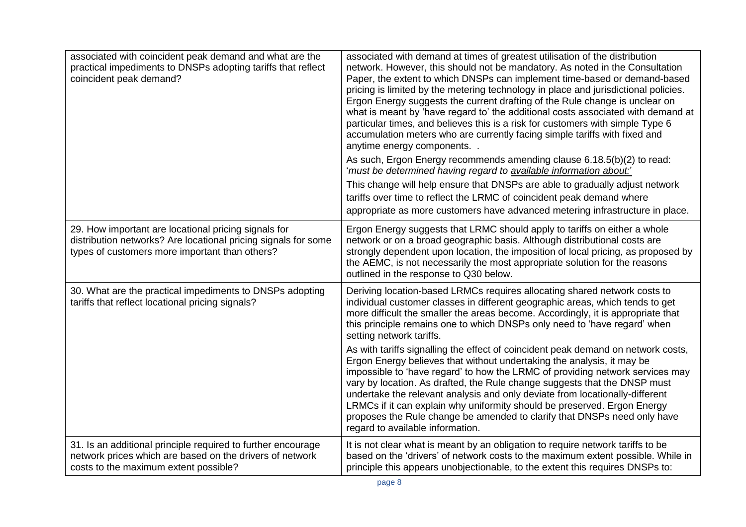| | |
|---|---|
| associated with coincident peak demand and what are the practical impediments to DNSPs adopting tariffs that reflect coincident peak demand? | associated with demand at times of greatest utilisation of the distribution network. However, this should not be mandatory. As noted in the Consultation Paper, the extent to which DNSPs can implement time-based or demand-based pricing is limited by the metering technology in place and jurisdictional policies. Ergon Energy suggests the current drafting of the Rule change is unclear on what is meant by 'have regard to' the additional costs associated with demand at particular times, and believes this is a risk for customers with simple Type 6 accumulation meters who are currently facing simple tariffs with fixed and anytime energy components. .<br><br>As such, Ergon Energy recommends amending clause 6.18.5(b)(2) to read: '*must be determined having regard to <u>available information about:</u>*'<br><br>This change will help ensure that DNSPs are able to gradually adjust network tariffs over time to reflect the LRMC of coincident peak demand where appropriate as more customers have advanced metering infrastructure in place. |
| 29. How important are locational pricing signals for distribution networks? Are locational pricing signals for some types of customers more important than others? | Ergon Energy suggests that LRMC should apply to tariffs on either a whole network or on a broad geographic basis. Although distributional costs are strongly dependent upon location, the imposition of local pricing, as proposed by the AEMC, is not necessarily the most appropriate solution for the reasons outlined in the response to Q30 below. |
| 30. What are the practical impediments to DNSPs adopting tariffs that reflect locational pricing signals? | Deriving location-based LRMCs requires allocating shared network costs to individual customer classes in different geographic areas, which tends to get more difficult the smaller the areas become. Accordingly, it is appropriate that this principle remains one to which DNSPs only need to 'have regard' when setting network tariffs.<br><br>As with tariffs signalling the effect of coincident peak demand on network costs, Ergon Energy believes that without undertaking the analysis, it may be impossible to 'have regard' to how the LRMC of providing network services may vary by location. As drafted, the Rule change suggests that the DNSP must undertake the relevant analysis and only deviate from locationally-different LRMCs if it can explain why uniformity should be preserved. Ergon Energy proposes the Rule change be amended to clarify that DNSPs need only have regard to available information. |
| 31. Is an additional principle required to further encourage network prices which are based on the drivers of network costs to the maximum extent possible? | It is not clear what is meant by an obligation to require network tariffs to be based on the 'drivers' of network costs to the maximum extent possible. While in principle this appears unobjectionable, to the extent this requires DNSPs to: |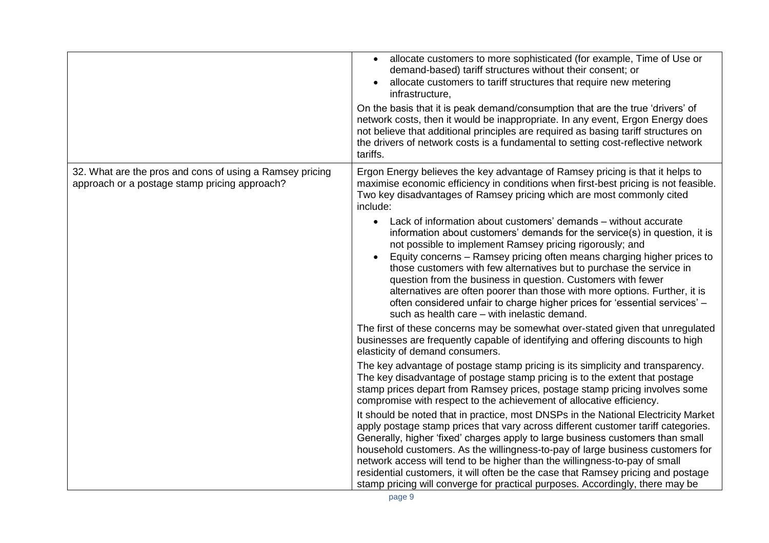| | |
|---|---|
| | <ul><li>allocate customers to more sophisticated (for example, Time of Use or demand-based) tariff structures without their consent; or</li><li>allocate customers to tariff structures that require new metering infrastructure,</li></ul>On the basis that it is peak demand/consumption that are the true 'drivers' of network costs, then it would be inappropriate. In any event, Ergon Energy does not believe that additional principles are required as basing tariff structures on the drivers of network costs is a fundamental to setting cost-reflective network tariffs. |
| 32. What are the pros and cons of using a Ramsey pricing approach or a postage stamp pricing approach? | Ergon Energy believes the key advantage of Ramsey pricing is that it helps to maximise economic efficiency in conditions when first-best pricing is not feasible. Two key disadvantages of Ramsey pricing which are most commonly cited include:<ul><li>Lack of information about customers' demands – without accurate information about customers' demands for the service(s) in question, it is not possible to implement Ramsey pricing rigorously; and</li><li>Equity concerns – Ramsey pricing often means charging higher prices to those customers with few alternatives but to purchase the service in question from the business in question. Customers with fewer alternatives are often poorer than those with more options. Further, it is often considered unfair to charge higher prices for 'essential services' – such as health care – with inelastic demand.</li></ul>The first of these concerns may be somewhat over-stated given that unregulated businesses are frequently capable of identifying and offering discounts to high elasticity of demand consumers.<br><br>The key advantage of postage stamp pricing is its simplicity and transparency. The key disadvantage of postage stamp pricing is to the extent that postage stamp prices depart from Ramsey prices, postage stamp pricing involves some compromise with respect to the achievement of allocative efficiency.<br><br>It should be noted that in practice, most DNSPs in the National Electricity Market apply postage stamp prices that vary across different customer tariff categories. Generally, higher 'fixed' charges apply to large business customers than small household customers. As the willingness-to-pay of large business customers for network access will tend to be higher than the willingness-to-pay of small residential customers, it will often be the case that Ramsey pricing and postage stamp pricing will converge for practical purposes. Accordingly, there may be |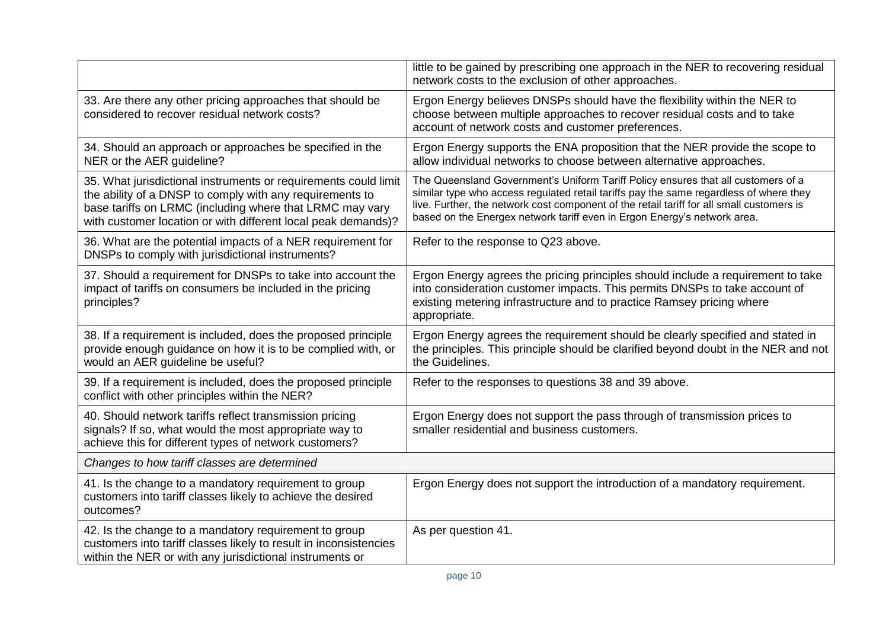| | |
|---|---|
| | little to be gained by prescribing one approach in the NER to recovering residual network costs to the exclusion of other approaches. |
| 33. Are there any other pricing approaches that should be considered to recover residual network costs? | Ergon Energy believes DNSPs should have the flexibility within the NER to choose between multiple approaches to recover residual costs and to take account of network costs and customer preferences. |
| 34. Should an approach or approaches be specified in the NER or the AER guideline? | Ergon Energy supports the ENA proposition that the NER provide the scope to allow individual networks to choose between alternative approaches. |
| 35. What jurisdictional instruments or requirements could limit the ability of a DNSP to comply with any requirements to base tariffs on LRMC (including where that LRMC may vary with customer location or with different local peak demands)? | The Queensland Government's Uniform Tariff Policy ensures that all customers of a similar type who access regulated retail tariffs pay the same regardless of where they live. Further, the network cost component of the retail tariff for all small customers is based on the Energex network tariff even in Ergon Energy's network area. |
| 36. What are the potential impacts of a NER requirement for DNSPs to comply with jurisdictional instruments? | Refer to the response to Q23 above. |
| 37. Should a requirement for DNSPs to take into account the impact of tariffs on consumers be included in the pricing principles? | Ergon Energy agrees the pricing principles should include a requirement to take into consideration customer impacts. This permits DNSPs to take account of existing metering infrastructure and to practice Ramsey pricing where appropriate. |
| 38. If a requirement is included, does the proposed principle provide enough guidance on how it is to be complied with, or would an AER guideline be useful? | Ergon Energy agrees the requirement should be clearly specified and stated in the principles. This principle should be clarified beyond doubt in the NER and not the Guidelines. |
| 39. If a requirement is included, does the proposed principle conflict with other principles within the NER? | Refer to the responses to questions 38 and 39 above. |
| 40. Should network tariffs reflect transmission pricing signals? If so, what would the most appropriate way to achieve this for different types of network customers? | Ergon Energy does not support the pass through of transmission prices to smaller residential and business customers. |
| *Changes to how tariff classes are determined* | |
| 41. Is the change to a mandatory requirement to group customers into tariff classes likely to achieve the desired outcomes? | Ergon Energy does not support the introduction of a mandatory requirement. |
| 42. Is the change to a mandatory requirement to group customers into tariff classes likely to result in inconsistencies within the NER or with any jurisdictional instruments or | As per question 41. |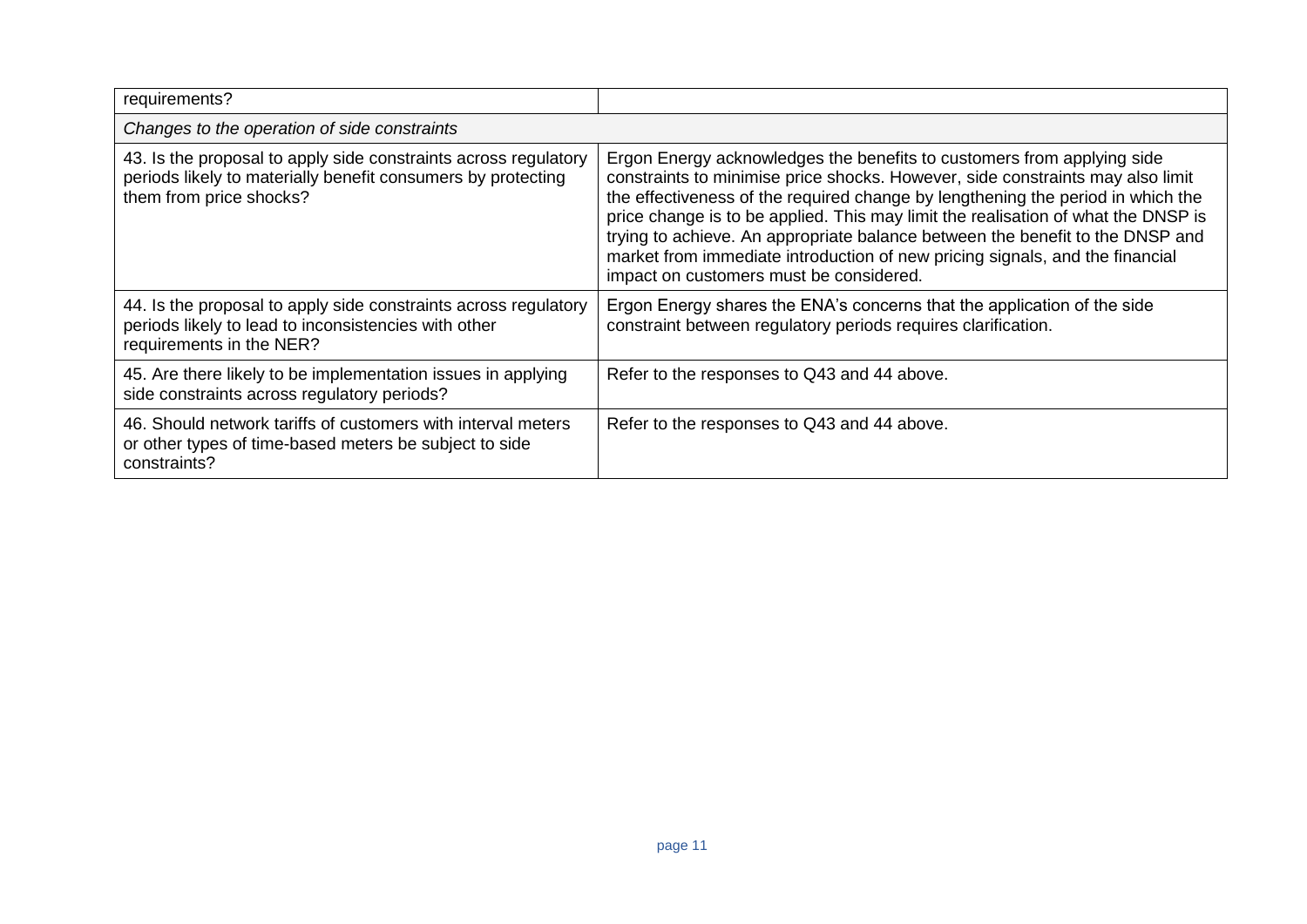| | |
|---|---|
| requirements? | |
| *Changes to the operation of side constraints* | |
| 43. Is the proposal to apply side constraints across regulatory periods likely to materially benefit consumers by protecting them from price shocks? | Ergon Energy acknowledges the benefits to customers from applying side constraints to minimise price shocks. However, side constraints may also limit the effectiveness of the required change by lengthening the period in which the price change is to be applied. This may limit the realisation of what the DNSP is trying to achieve. An appropriate balance between the benefit to the DNSP and market from immediate introduction of new pricing signals, and the financial impact on customers must be considered. |
| 44. Is the proposal to apply side constraints across regulatory periods likely to lead to inconsistencies with other requirements in the NER? | Ergon Energy shares the ENA's concerns that the application of the side constraint between regulatory periods requires clarification. |
| 45. Are there likely to be implementation issues in applying side constraints across regulatory periods? | Refer to the responses to Q43 and 44 above. |
| 46. Should network tariffs of customers with interval meters or other types of time-based meters be subject to side constraints? | Refer to the responses to Q43 and 44 above. |